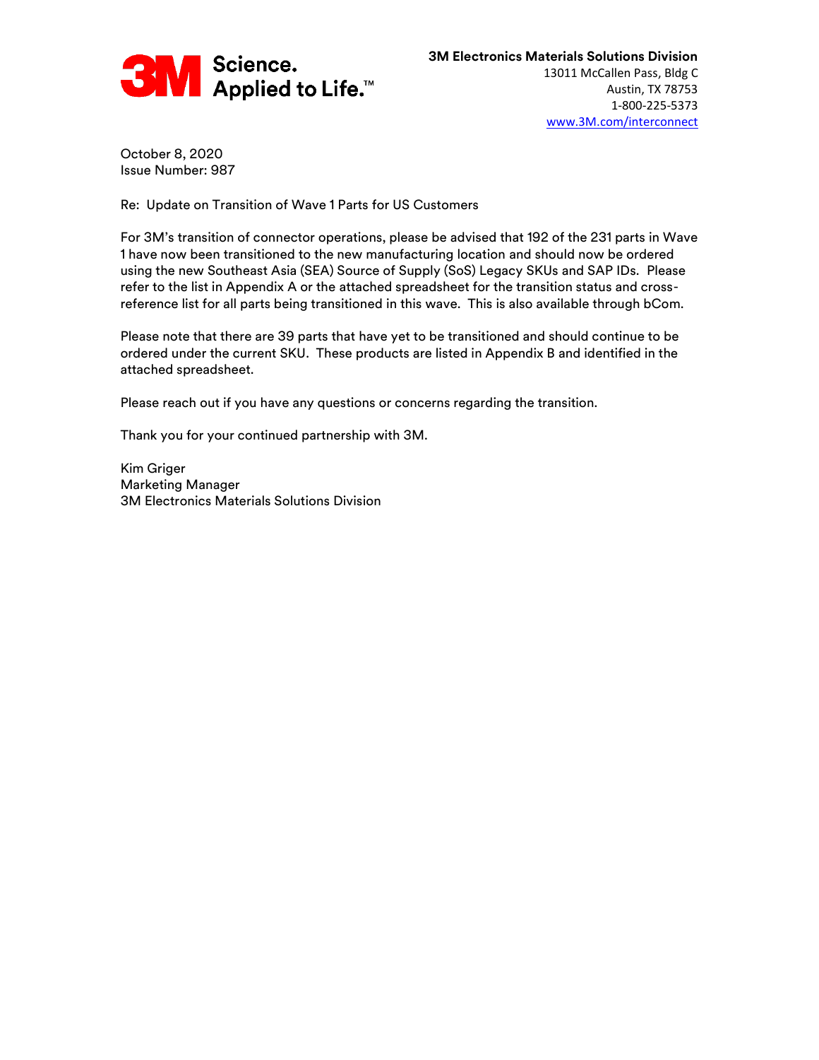3M Science. Applied to Life.™

**3M Electronics Materials Solutions Division**
13011 McCallen Pass, Bldg C
Austin, TX 78753
1-800-225-5373
www.3M.com/interconnect

October 8, 2020
Issue Number: 987

Re: Update on Transition of Wave 1 Parts for US Customers

For 3M's transition of connector operations, please be advised that 192 of the 231 parts in Wave 1 have now been transitioned to the new manufacturing location and should now be ordered using the new Southeast Asia (SEA) Source of Supply (SoS) Legacy SKUs and SAP IDs. Please refer to the list in Appendix A or the attached spreadsheet for the transition status and cross-reference list for all parts being transitioned in this wave. This is also available through bCom.

Please note that there are 39 parts that have yet to be transitioned and should continue to be ordered under the current SKU. These products are listed in Appendix B and identified in the attached spreadsheet.

Please reach out if you have any questions or concerns regarding the transition.

Thank you for your continued partnership with 3M.

Kim Griger
Marketing Manager
3M Electronics Materials Solutions Division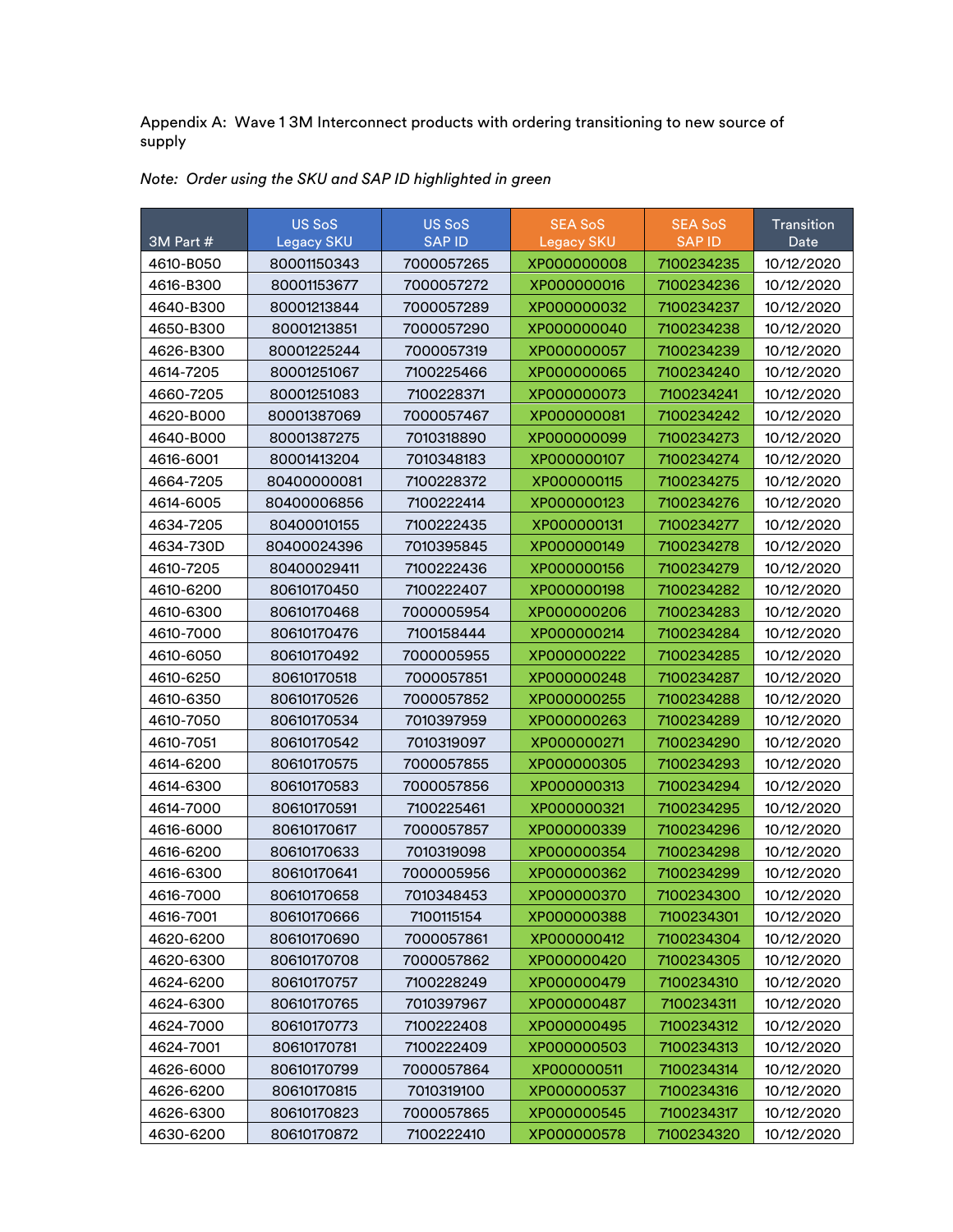Appendix A: Wave 1 3M Interconnect products with ordering transitioning to new source of supply

*Note: Order using the SKU and SAP ID highlighted in green*

| 3M Part # | US SoS Legacy SKU | US SoS SAP ID | SEA SoS Legacy SKU | SEA SoS SAP ID | Transition Date |
|---|---|---|---|---|---|
| 4610-B050 | 80001150343 | 7000057265 | XP000000008 | 7100234235 | 10/12/2020 |
| 4616-B300 | 80001153677 | 7000057272 | XP000000016 | 7100234236 | 10/12/2020 |
| 4640-B300 | 80001213844 | 7000057289 | XP000000032 | 7100234237 | 10/12/2020 |
| 4650-B300 | 80001213851 | 7000057290 | XP000000040 | 7100234238 | 10/12/2020 |
| 4626-B300 | 80001225244 | 7000057319 | XP000000057 | 7100234239 | 10/12/2020 |
| 4614-7205 | 80001251067 | 7100225466 | XP000000065 | 7100234240 | 10/12/2020 |
| 4660-7205 | 80001251083 | 7100228371 | XP000000073 | 7100234241 | 10/12/2020 |
| 4620-B000 | 80001387069 | 7000057467 | XP000000081 | 7100234242 | 10/12/2020 |
| 4640-B000 | 80001387275 | 7010318890 | XP000000099 | 7100234273 | 10/12/2020 |
| 4616-6001 | 80001413204 | 7010348183 | XP000000107 | 7100234274 | 10/12/2020 |
| 4664-7205 | 80400000081 | 7100228372 | XP000000115 | 7100234275 | 10/12/2020 |
| 4614-6005 | 80400006856 | 7100222414 | XP000000123 | 7100234276 | 10/12/2020 |
| 4634-7205 | 80400010155 | 7100222435 | XP000000131 | 7100234277 | 10/12/2020 |
| 4634-730D | 80400024396 | 7010395845 | XP000000149 | 7100234278 | 10/12/2020 |
| 4610-7205 | 80400029411 | 7100222436 | XP000000156 | 7100234279 | 10/12/2020 |
| 4610-6200 | 80610170450 | 7100222407 | XP000000198 | 7100234282 | 10/12/2020 |
| 4610-6300 | 80610170468 | 7000005954 | XP000000206 | 7100234283 | 10/12/2020 |
| 4610-7000 | 80610170476 | 7100158444 | XP000000214 | 7100234284 | 10/12/2020 |
| 4610-6050 | 80610170492 | 7000005955 | XP000000222 | 7100234285 | 10/12/2020 |
| 4610-6250 | 80610170518 | 7000057851 | XP000000248 | 7100234287 | 10/12/2020 |
| 4610-6350 | 80610170526 | 7000057852 | XP000000255 | 7100234288 | 10/12/2020 |
| 4610-7050 | 80610170534 | 7010397959 | XP000000263 | 7100234289 | 10/12/2020 |
| 4610-7051 | 80610170542 | 7010319097 | XP000000271 | 7100234290 | 10/12/2020 |
| 4614-6200 | 80610170575 | 7000057855 | XP000000305 | 7100234293 | 10/12/2020 |
| 4614-6300 | 80610170583 | 7000057856 | XP000000313 | 7100234294 | 10/12/2020 |
| 4614-7000 | 80610170591 | 7100225461 | XP000000321 | 7100234295 | 10/12/2020 |
| 4616-6000 | 80610170617 | 7000057857 | XP000000339 | 7100234296 | 10/12/2020 |
| 4616-6200 | 80610170633 | 7010319098 | XP000000354 | 7100234298 | 10/12/2020 |
| 4616-6300 | 80610170641 | 7000005956 | XP000000362 | 7100234299 | 10/12/2020 |
| 4616-7000 | 80610170658 | 7010348453 | XP000000370 | 7100234300 | 10/12/2020 |
| 4616-7001 | 80610170666 | 7100115154 | XP000000388 | 7100234301 | 10/12/2020 |
| 4620-6200 | 80610170690 | 7000057861 | XP000000412 | 7100234304 | 10/12/2020 |
| 4620-6300 | 80610170708 | 7000057862 | XP000000420 | 7100234305 | 10/12/2020 |
| 4624-6200 | 80610170757 | 7100228249 | XP000000479 | 7100234310 | 10/12/2020 |
| 4624-6300 | 80610170765 | 7010397967 | XP000000487 | 7100234311 | 10/12/2020 |
| 4624-7000 | 80610170773 | 7100222408 | XP000000495 | 7100234312 | 10/12/2020 |
| 4624-7001 | 80610170781 | 7100222409 | XP000000503 | 7100234313 | 10/12/2020 |
| 4626-6000 | 80610170799 | 7000057864 | XP000000511 | 7100234314 | 10/12/2020 |
| 4626-6200 | 80610170815 | 7010319100 | XP000000537 | 7100234316 | 10/12/2020 |
| 4626-6300 | 80610170823 | 7000057865 | XP000000545 | 7100234317 | 10/12/2020 |
| 4630-6200 | 80610170872 | 7100222410 | XP000000578 | 7100234320 | 10/12/2020 |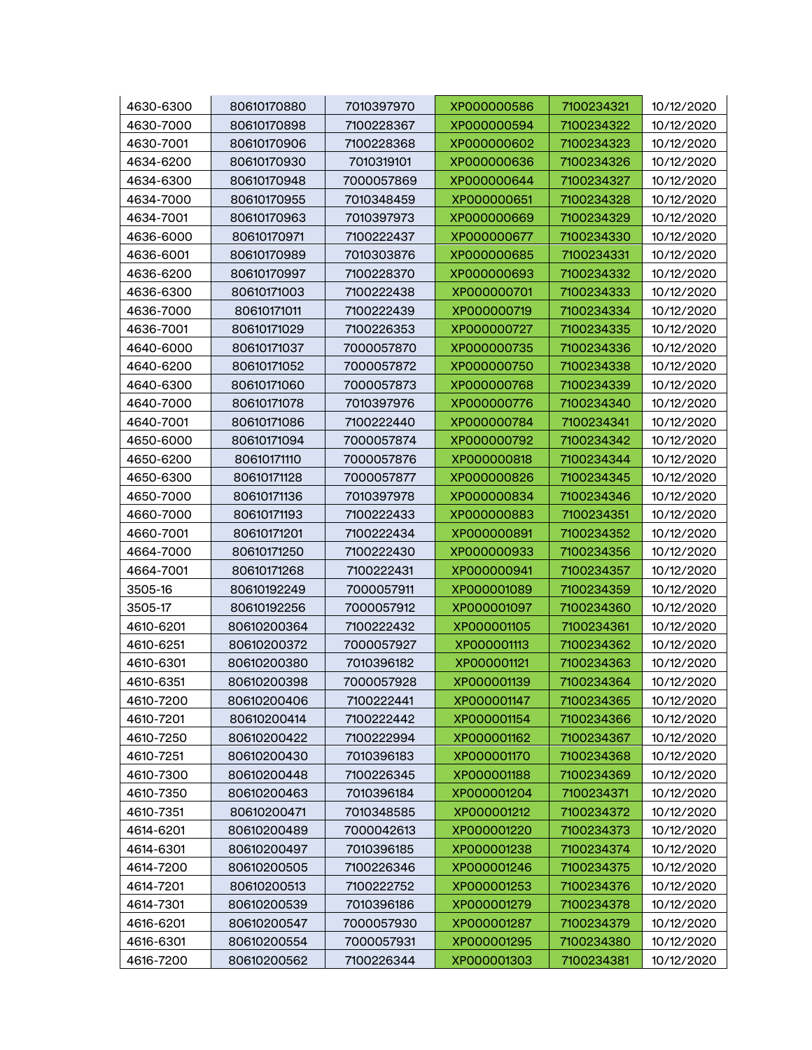| | | | | | |
|---|---|---|---|---|---|
| 4630-6300 | 80610170880 | 7010397970 | XP000000586 | 7100234321 | 10/12/2020 |
| 4630-7000 | 80610170898 | 7100228367 | XP000000594 | 7100234322 | 10/12/2020 |
| 4630-7001 | 80610170906 | 7100228368 | XP000000602 | 7100234323 | 10/12/2020 |
| 4634-6200 | 80610170930 | 7010319101 | XP000000636 | 7100234326 | 10/12/2020 |
| 4634-6300 | 80610170948 | 7000057869 | XP000000644 | 7100234327 | 10/12/2020 |
| 4634-7000 | 80610170955 | 7010348459 | XP000000651 | 7100234328 | 10/12/2020 |
| 4634-7001 | 80610170963 | 7010397973 | XP000000669 | 7100234329 | 10/12/2020 |
| 4636-6000 | 80610170971 | 7100222437 | XP000000677 | 7100234330 | 10/12/2020 |
| 4636-6001 | 80610170989 | 7010303876 | XP000000685 | 7100234331 | 10/12/2020 |
| 4636-6200 | 80610170997 | 7100228370 | XP000000693 | 7100234332 | 10/12/2020 |
| 4636-6300 | 80610171003 | 7100222438 | XP000000701 | 7100234333 | 10/12/2020 |
| 4636-7000 | 80610171011 | 7100222439 | XP000000719 | 7100234334 | 10/12/2020 |
| 4636-7001 | 80610171029 | 7100226353 | XP000000727 | 7100234335 | 10/12/2020 |
| 4640-6000 | 80610171037 | 7000057870 | XP000000735 | 7100234336 | 10/12/2020 |
| 4640-6200 | 80610171052 | 7000057872 | XP000000750 | 7100234338 | 10/12/2020 |
| 4640-6300 | 80610171060 | 7000057873 | XP000000768 | 7100234339 | 10/12/2020 |
| 4640-7000 | 80610171078 | 7010397976 | XP000000776 | 7100234340 | 10/12/2020 |
| 4640-7001 | 80610171086 | 7100222440 | XP000000784 | 7100234341 | 10/12/2020 |
| 4650-6000 | 80610171094 | 7000057874 | XP000000792 | 7100234342 | 10/12/2020 |
| 4650-6200 | 80610171110 | 7000057876 | XP000000818 | 7100234344 | 10/12/2020 |
| 4650-6300 | 80610171128 | 7000057877 | XP000000826 | 7100234345 | 10/12/2020 |
| 4650-7000 | 80610171136 | 7010397978 | XP000000834 | 7100234346 | 10/12/2020 |
| 4660-7000 | 80610171193 | 7100222433 | XP000000883 | 7100234351 | 10/12/2020 |
| 4660-7001 | 80610171201 | 7100222434 | XP000000891 | 7100234352 | 10/12/2020 |
| 4664-7000 | 80610171250 | 7100222430 | XP000000933 | 7100234356 | 10/12/2020 |
| 4664-7001 | 80610171268 | 7100222431 | XP000000941 | 7100234357 | 10/12/2020 |
| 3505-16 | 80610192249 | 7000057911 | XP000001089 | 7100234359 | 10/12/2020 |
| 3505-17 | 80610192256 | 7000057912 | XP000001097 | 7100234360 | 10/12/2020 |
| 4610-6201 | 80610200364 | 7100222432 | XP000001105 | 7100234361 | 10/12/2020 |
| 4610-6251 | 80610200372 | 7000057927 | XP000001113 | 7100234362 | 10/12/2020 |
| 4610-6301 | 80610200380 | 7010396182 | XP000001121 | 7100234363 | 10/12/2020 |
| 4610-6351 | 80610200398 | 7000057928 | XP000001139 | 7100234364 | 10/12/2020 |
| 4610-7200 | 80610200406 | 7100222441 | XP000001147 | 7100234365 | 10/12/2020 |
| 4610-7201 | 80610200414 | 7100222442 | XP000001154 | 7100234366 | 10/12/2020 |
| 4610-7250 | 80610200422 | 7100222994 | XP000001162 | 7100234367 | 10/12/2020 |
| 4610-7251 | 80610200430 | 7010396183 | XP000001170 | 7100234368 | 10/12/2020 |
| 4610-7300 | 80610200448 | 7100226345 | XP000001188 | 7100234369 | 10/12/2020 |
| 4610-7350 | 80610200463 | 7010396184 | XP000001204 | 7100234371 | 10/12/2020 |
| 4610-7351 | 80610200471 | 7010348585 | XP000001212 | 7100234372 | 10/12/2020 |
| 4614-6201 | 80610200489 | 7000042613 | XP000001220 | 7100234373 | 10/12/2020 |
| 4614-6301 | 80610200497 | 7010396185 | XP000001238 | 7100234374 | 10/12/2020 |
| 4614-7200 | 80610200505 | 7100226346 | XP000001246 | 7100234375 | 10/12/2020 |
| 4614-7201 | 80610200513 | 7100222752 | XP000001253 | 7100234376 | 10/12/2020 |
| 4614-7301 | 80610200539 | 7010396186 | XP000001279 | 7100234378 | 10/12/2020 |
| 4616-6201 | 80610200547 | 7000057930 | XP000001287 | 7100234379 | 10/12/2020 |
| 4616-6301 | 80610200554 | 7000057931 | XP000001295 | 7100234380 | 10/12/2020 |
| 4616-7200 | 80610200562 | 7100226344 | XP000001303 | 7100234381 | 10/12/2020 |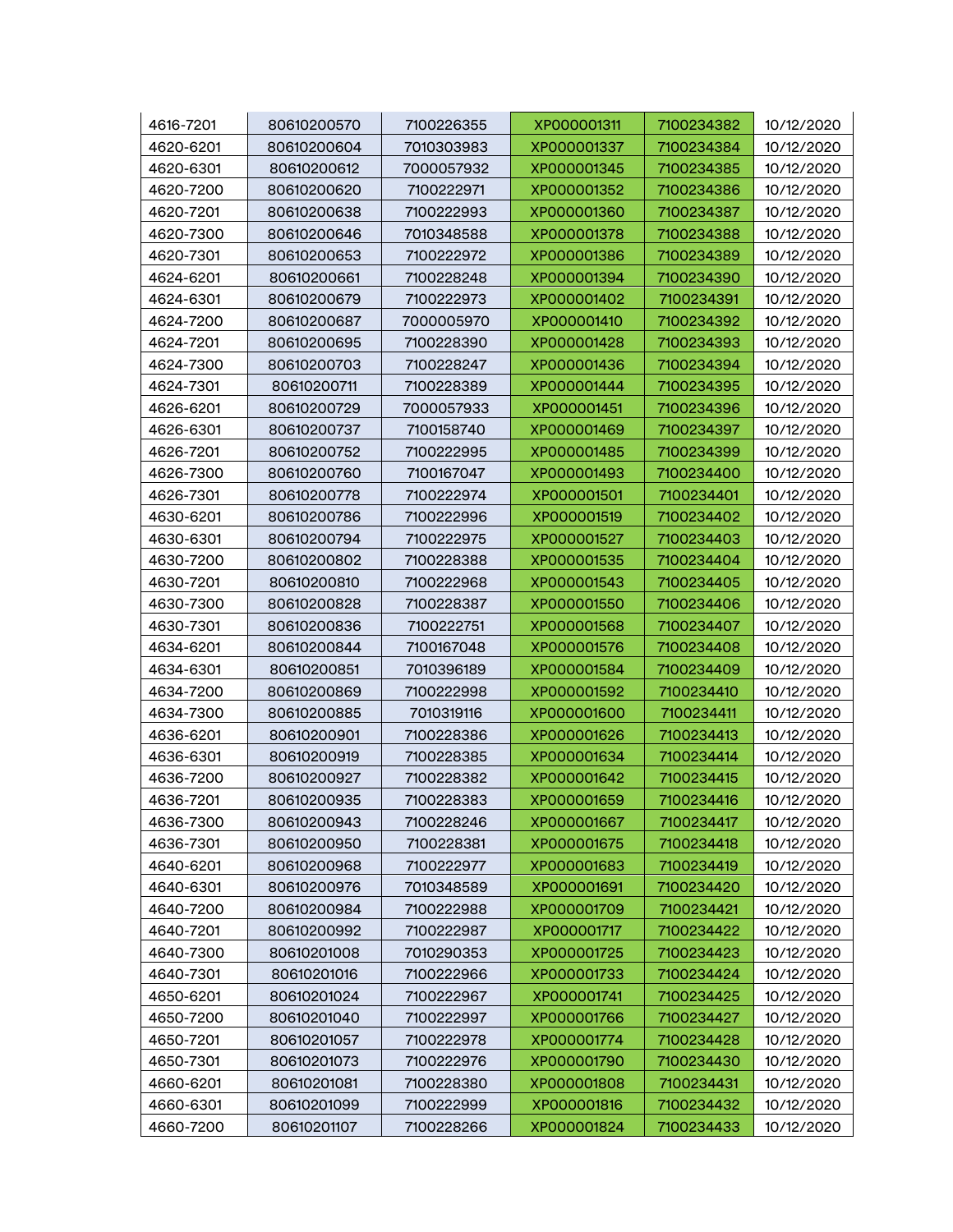| 4616-7201 | 80610200570 | 7100226355 | XP000001311 | 7100234382 | 10/12/2020 |
|---|---|---|---|---|---|
| 4620-6201 | 80610200604 | 7010303983 | XP000001337 | 7100234384 | 10/12/2020 |
| 4620-6301 | 80610200612 | 7000057932 | XP000001345 | 7100234385 | 10/12/2020 |
| 4620-7200 | 80610200620 | 7100222971 | XP000001352 | 7100234386 | 10/12/2020 |
| 4620-7201 | 80610200638 | 7100222993 | XP000001360 | 7100234387 | 10/12/2020 |
| 4620-7300 | 80610200646 | 7010348588 | XP000001378 | 7100234388 | 10/12/2020 |
| 4620-7301 | 80610200653 | 7100222972 | XP000001386 | 7100234389 | 10/12/2020 |
| 4624-6201 | 80610200661 | 7100228248 | XP000001394 | 7100234390 | 10/12/2020 |
| 4624-6301 | 80610200679 | 7100222973 | XP000001402 | 7100234391 | 10/12/2020 |
| 4624-7200 | 80610200687 | 7000005970 | XP000001410 | 7100234392 | 10/12/2020 |
| 4624-7201 | 80610200695 | 7100228390 | XP000001428 | 7100234393 | 10/12/2020 |
| 4624-7300 | 80610200703 | 7100228247 | XP000001436 | 7100234394 | 10/12/2020 |
| 4624-7301 | 80610200711 | 7100228389 | XP000001444 | 7100234395 | 10/12/2020 |
| 4626-6201 | 80610200729 | 7000057933 | XP000001451 | 7100234396 | 10/12/2020 |
| 4626-6301 | 80610200737 | 7100158740 | XP000001469 | 7100234397 | 10/12/2020 |
| 4626-7201 | 80610200752 | 7100222995 | XP000001485 | 7100234399 | 10/12/2020 |
| 4626-7300 | 80610200760 | 7100167047 | XP000001493 | 7100234400 | 10/12/2020 |
| 4626-7301 | 80610200778 | 7100222974 | XP000001501 | 7100234401 | 10/12/2020 |
| 4630-6201 | 80610200786 | 7100222996 | XP000001519 | 7100234402 | 10/12/2020 |
| 4630-6301 | 80610200794 | 7100222975 | XP000001527 | 7100234403 | 10/12/2020 |
| 4630-7200 | 80610200802 | 7100228388 | XP000001535 | 7100234404 | 10/12/2020 |
| 4630-7201 | 80610200810 | 7100222968 | XP000001543 | 7100234405 | 10/12/2020 |
| 4630-7300 | 80610200828 | 7100228387 | XP000001550 | 7100234406 | 10/12/2020 |
| 4630-7301 | 80610200836 | 7100222751 | XP000001568 | 7100234407 | 10/12/2020 |
| 4634-6201 | 80610200844 | 7100167048 | XP000001576 | 7100234408 | 10/12/2020 |
| 4634-6301 | 80610200851 | 7010396189 | XP000001584 | 7100234409 | 10/12/2020 |
| 4634-7200 | 80610200869 | 7100222998 | XP000001592 | 7100234410 | 10/12/2020 |
| 4634-7300 | 80610200885 | 7010319116 | XP000001600 | 7100234411 | 10/12/2020 |
| 4636-6201 | 80610200901 | 7100228386 | XP000001626 | 7100234413 | 10/12/2020 |
| 4636-6301 | 80610200919 | 7100228385 | XP000001634 | 7100234414 | 10/12/2020 |
| 4636-7200 | 80610200927 | 7100228382 | XP000001642 | 7100234415 | 10/12/2020 |
| 4636-7201 | 80610200935 | 7100228383 | XP000001659 | 7100234416 | 10/12/2020 |
| 4636-7300 | 80610200943 | 7100228246 | XP000001667 | 7100234417 | 10/12/2020 |
| 4636-7301 | 80610200950 | 7100228381 | XP000001675 | 7100234418 | 10/12/2020 |
| 4640-6201 | 80610200968 | 7100222977 | XP000001683 | 7100234419 | 10/12/2020 |
| 4640-6301 | 80610200976 | 7010348589 | XP000001691 | 7100234420 | 10/12/2020 |
| 4640-7200 | 80610200984 | 7100222988 | XP000001709 | 7100234421 | 10/12/2020 |
| 4640-7201 | 80610200992 | 7100222987 | XP000001717 | 7100234422 | 10/12/2020 |
| 4640-7300 | 80610201008 | 7010290353 | XP000001725 | 7100234423 | 10/12/2020 |
| 4640-7301 | 80610201016 | 7100222966 | XP000001733 | 7100234424 | 10/12/2020 |
| 4650-6201 | 80610201024 | 7100222967 | XP000001741 | 7100234425 | 10/12/2020 |
| 4650-7200 | 80610201040 | 7100222997 | XP000001766 | 7100234427 | 10/12/2020 |
| 4650-7201 | 80610201057 | 7100222978 | XP000001774 | 7100234428 | 10/12/2020 |
| 4650-7301 | 80610201073 | 7100222976 | XP000001790 | 7100234430 | 10/12/2020 |
| 4660-6201 | 80610201081 | 7100228380 | XP000001808 | 7100234431 | 10/12/2020 |
| 4660-6301 | 80610201099 | 7100222999 | XP000001816 | 7100234432 | 10/12/2020 |
| 4660-7200 | 80610201107 | 7100228266 | XP000001824 | 7100234433 | 10/12/2020 |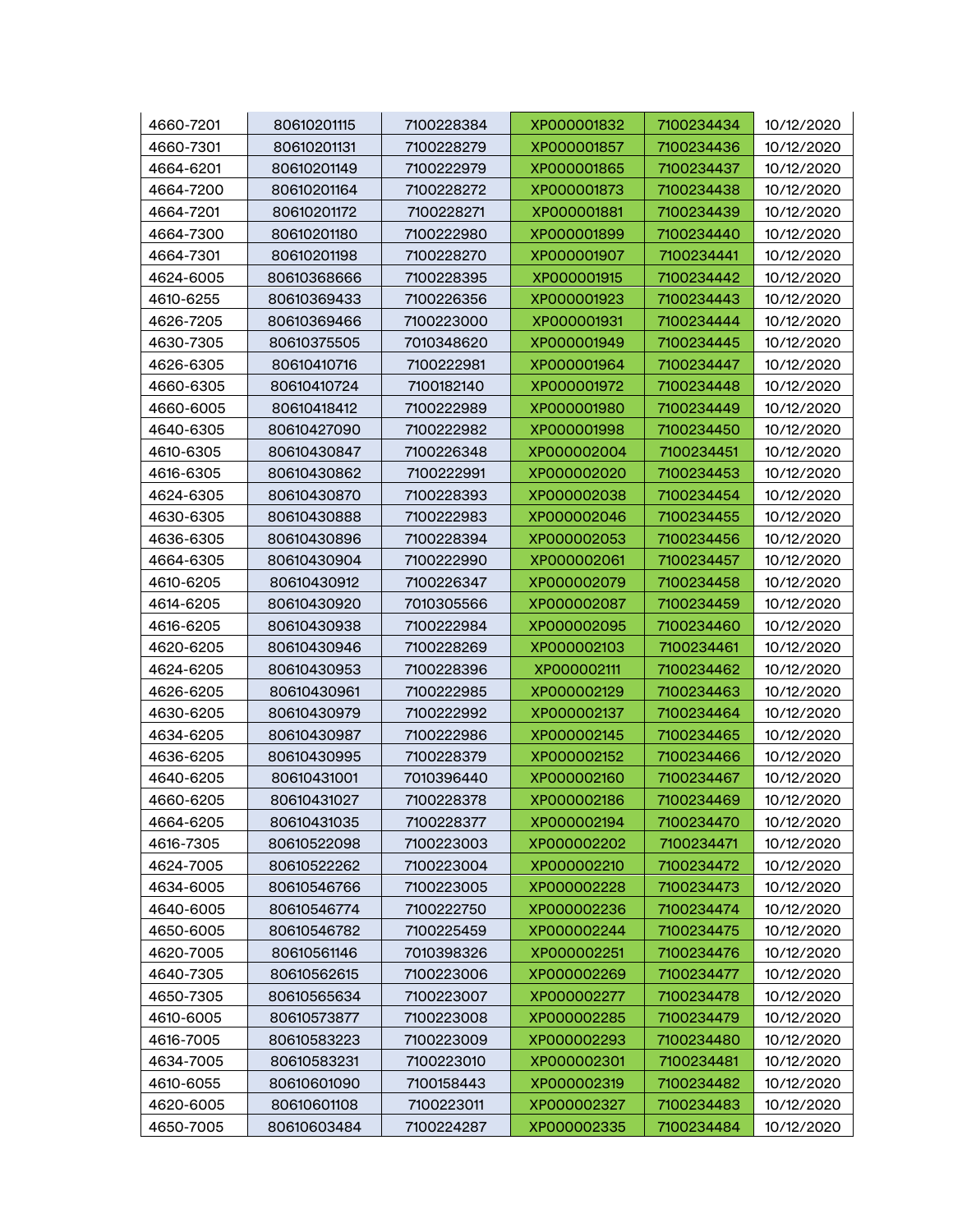| | | | | | |
|---|---|---|---|---|---|
| 4660-7201 | 80610201115 | 7100228384 | XP000001832 | 7100234434 | 10/12/2020 |
| 4660-7301 | 80610201131 | 7100228279 | XP000001857 | 7100234436 | 10/12/2020 |
| 4664-6201 | 80610201149 | 7100222979 | XP000001865 | 7100234437 | 10/12/2020 |
| 4664-7200 | 80610201164 | 7100228272 | XP000001873 | 7100234438 | 10/12/2020 |
| 4664-7201 | 80610201172 | 7100228271 | XP000001881 | 7100234439 | 10/12/2020 |
| 4664-7300 | 80610201180 | 7100222980 | XP000001899 | 7100234440 | 10/12/2020 |
| 4664-7301 | 80610201198 | 7100228270 | XP000001907 | 7100234441 | 10/12/2020 |
| 4624-6005 | 80610368666 | 7100228395 | XP000001915 | 7100234442 | 10/12/2020 |
| 4610-6255 | 80610369433 | 7100226356 | XP000001923 | 7100234443 | 10/12/2020 |
| 4626-7205 | 80610369466 | 7100223000 | XP000001931 | 7100234444 | 10/12/2020 |
| 4630-7305 | 80610375505 | 7010348620 | XP000001949 | 7100234445 | 10/12/2020 |
| 4626-6305 | 80610410716 | 7100222981 | XP000001964 | 7100234447 | 10/12/2020 |
| 4660-6305 | 80610410724 | 7100182140 | XP000001972 | 7100234448 | 10/12/2020 |
| 4660-6005 | 80610418412 | 7100222989 | XP000001980 | 7100234449 | 10/12/2020 |
| 4640-6305 | 80610427090 | 7100222982 | XP000001998 | 7100234450 | 10/12/2020 |
| 4610-6305 | 80610430847 | 7100226348 | XP000002004 | 7100234451 | 10/12/2020 |
| 4616-6305 | 80610430862 | 7100222991 | XP000002020 | 7100234453 | 10/12/2020 |
| 4624-6305 | 80610430870 | 7100228393 | XP000002038 | 7100234454 | 10/12/2020 |
| 4630-6305 | 80610430888 | 7100222983 | XP000002046 | 7100234455 | 10/12/2020 |
| 4636-6305 | 80610430896 | 7100228394 | XP000002053 | 7100234456 | 10/12/2020 |
| 4664-6305 | 80610430904 | 7100222990 | XP000002061 | 7100234457 | 10/12/2020 |
| 4610-6205 | 80610430912 | 7100226347 | XP000002079 | 7100234458 | 10/12/2020 |
| 4614-6205 | 80610430920 | 7010305566 | XP000002087 | 7100234459 | 10/12/2020 |
| 4616-6205 | 80610430938 | 7100222984 | XP000002095 | 7100234460 | 10/12/2020 |
| 4620-6205 | 80610430946 | 7100228269 | XP000002103 | 7100234461 | 10/12/2020 |
| 4624-6205 | 80610430953 | 7100228396 | XP000002111 | 7100234462 | 10/12/2020 |
| 4626-6205 | 80610430961 | 7100222985 | XP000002129 | 7100234463 | 10/12/2020 |
| 4630-6205 | 80610430979 | 7100222992 | XP000002137 | 7100234464 | 10/12/2020 |
| 4634-6205 | 80610430987 | 7100222986 | XP000002145 | 7100234465 | 10/12/2020 |
| 4636-6205 | 80610430995 | 7100228379 | XP000002152 | 7100234466 | 10/12/2020 |
| 4640-6205 | 80610431001 | 7010396440 | XP000002160 | 7100234467 | 10/12/2020 |
| 4660-6205 | 80610431027 | 7100228378 | XP000002186 | 7100234469 | 10/12/2020 |
| 4664-6205 | 80610431035 | 7100228377 | XP000002194 | 7100234470 | 10/12/2020 |
| 4616-7305 | 80610522098 | 7100223003 | XP000002202 | 7100234471 | 10/12/2020 |
| 4624-7005 | 80610522262 | 7100223004 | XP000002210 | 7100234472 | 10/12/2020 |
| 4634-6005 | 80610546766 | 7100223005 | XP000002228 | 7100234473 | 10/12/2020 |
| 4640-6005 | 80610546774 | 7100222750 | XP000002236 | 7100234474 | 10/12/2020 |
| 4650-6005 | 80610546782 | 7100225459 | XP000002244 | 7100234475 | 10/12/2020 |
| 4620-7005 | 80610561146 | 7010398326 | XP000002251 | 7100234476 | 10/12/2020 |
| 4640-7305 | 80610562615 | 7100223006 | XP000002269 | 7100234477 | 10/12/2020 |
| 4650-7305 | 80610565634 | 7100223007 | XP000002277 | 7100234478 | 10/12/2020 |
| 4610-6005 | 80610573877 | 7100223008 | XP000002285 | 7100234479 | 10/12/2020 |
| 4616-7005 | 80610583223 | 7100223009 | XP000002293 | 7100234480 | 10/12/2020 |
| 4634-7005 | 80610583231 | 7100223010 | XP000002301 | 7100234481 | 10/12/2020 |
| 4610-6055 | 80610601090 | 7100158443 | XP000002319 | 7100234482 | 10/12/2020 |
| 4620-6005 | 80610601108 | 7100223011 | XP000002327 | 7100234483 | 10/12/2020 |
| 4650-7005 | 80610603484 | 7100224287 | XP000002335 | 7100234484 | 10/12/2020 |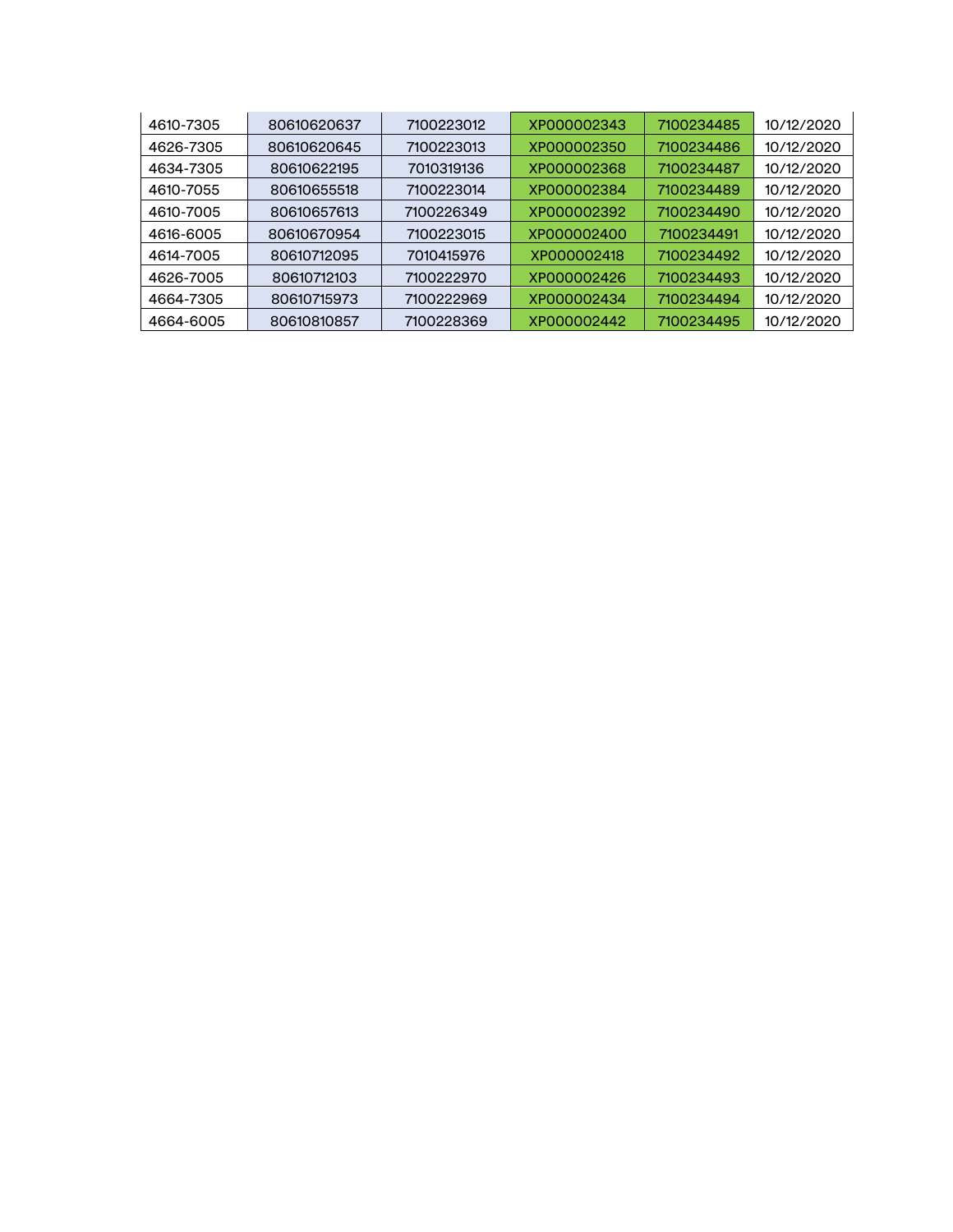| | | | | | |
|---|---|---|---|---|---|
| 4610-7305 | 80610620637 | 7100223012 | XP000002343 | 7100234485 | 10/12/2020 |
| 4626-7305 | 80610620645 | 7100223013 | XP000002350 | 7100234486 | 10/12/2020 |
| 4634-7305 | 80610622195 | 7010319136 | XP000002368 | 7100234487 | 10/12/2020 |
| 4610-7055 | 80610655518 | 7100223014 | XP000002384 | 7100234489 | 10/12/2020 |
| 4610-7005 | 80610657613 | 7100226349 | XP000002392 | 7100234490 | 10/12/2020 |
| 4616-6005 | 80610670954 | 7100223015 | XP000002400 | 7100234491 | 10/12/2020 |
| 4614-7005 | 80610712095 | 7010415976 | XP000002418 | 7100234492 | 10/12/2020 |
| 4626-7005 | 80610712103 | 7100222970 | XP000002426 | 7100234493 | 10/12/2020 |
| 4664-7305 | 80610715973 | 7100222969 | XP000002434 | 7100234494 | 10/12/2020 |
| 4664-6005 | 80610810857 | 7100228369 | XP000002442 | 7100234495 | 10/12/2020 |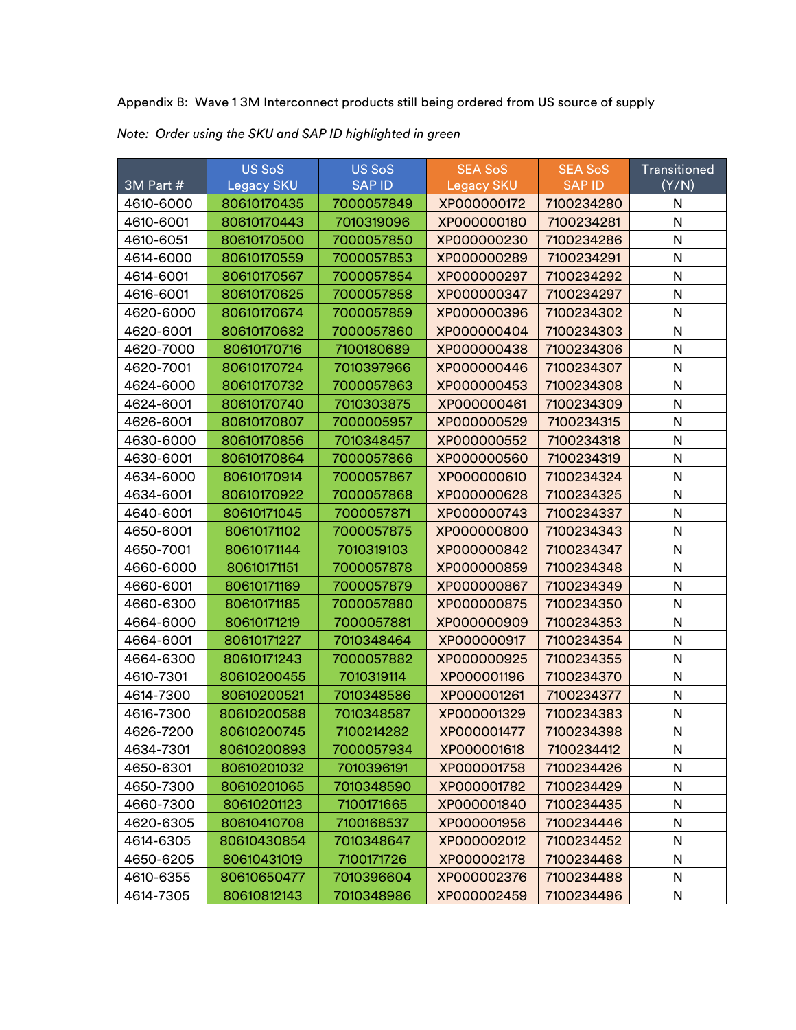Appendix B: Wave 1 3M Interconnect products still being ordered from US source of supply

*Note: Order using the SKU and SAP ID highlighted in green*

| 3M Part # | US SoS Legacy SKU | US SoS SAP ID | SEA SoS Legacy SKU | SEA SoS SAP ID | Transitioned (Y/N) |
|---|---|---|---|---|---|
| 4610-6000 | 80610170435 | 7000057849 | XP000000172 | 7100234280 | N |
| 4610-6001 | 80610170443 | 7010319096 | XP000000180 | 7100234281 | N |
| 4610-6051 | 80610170500 | 7000057850 | XP000000230 | 7100234286 | N |
| 4614-6000 | 80610170559 | 7000057853 | XP000000289 | 7100234291 | N |
| 4614-6001 | 80610170567 | 7000057854 | XP000000297 | 7100234292 | N |
| 4616-6001 | 80610170625 | 7000057858 | XP000000347 | 7100234297 | N |
| 4620-6000 | 80610170674 | 7000057859 | XP000000396 | 7100234302 | N |
| 4620-6001 | 80610170682 | 7000057860 | XP000000404 | 7100234303 | N |
| 4620-7000 | 80610170716 | 7100180689 | XP000000438 | 7100234306 | N |
| 4620-7001 | 80610170724 | 7010397966 | XP000000446 | 7100234307 | N |
| 4624-6000 | 80610170732 | 7000057863 | XP000000453 | 7100234308 | N |
| 4624-6001 | 80610170740 | 7010303875 | XP000000461 | 7100234309 | N |
| 4626-6001 | 80610170807 | 7000005957 | XP000000529 | 7100234315 | N |
| 4630-6000 | 80610170856 | 7010348457 | XP000000552 | 7100234318 | N |
| 4630-6001 | 80610170864 | 7000057866 | XP000000560 | 7100234319 | N |
| 4634-6000 | 80610170914 | 7000057867 | XP000000610 | 7100234324 | N |
| 4634-6001 | 80610170922 | 7000057868 | XP000000628 | 7100234325 | N |
| 4640-6001 | 80610171045 | 7000057871 | XP000000743 | 7100234337 | N |
| 4650-6001 | 80610171102 | 7000057875 | XP000000800 | 7100234343 | N |
| 4650-7001 | 80610171144 | 7010319103 | XP000000842 | 7100234347 | N |
| 4660-6000 | 80610171151 | 7000057878 | XP000000859 | 7100234348 | N |
| 4660-6001 | 80610171169 | 7000057879 | XP000000867 | 7100234349 | N |
| 4660-6300 | 80610171185 | 7000057880 | XP000000875 | 7100234350 | N |
| 4664-6000 | 80610171219 | 7000057881 | XP000000909 | 7100234353 | N |
| 4664-6001 | 80610171227 | 7010348464 | XP000000917 | 7100234354 | N |
| 4664-6300 | 80610171243 | 7000057882 | XP000000925 | 7100234355 | N |
| 4610-7301 | 80610200455 | 7010319114 | XP000001196 | 7100234370 | N |
| 4614-7300 | 80610200521 | 7010348586 | XP000001261 | 7100234377 | N |
| 4616-7300 | 80610200588 | 7010348587 | XP000001329 | 7100234383 | N |
| 4626-7200 | 80610200745 | 7100214282 | XP000001477 | 7100234398 | N |
| 4634-7301 | 80610200893 | 7000057934 | XP000001618 | 7100234412 | N |
| 4650-6301 | 80610201032 | 7010396191 | XP000001758 | 7100234426 | N |
| 4650-7300 | 80610201065 | 7010348590 | XP000001782 | 7100234429 | N |
| 4660-7300 | 80610201123 | 7100171665 | XP000001840 | 7100234435 | N |
| 4620-6305 | 80610410708 | 7100168537 | XP000001956 | 7100234446 | N |
| 4614-6305 | 80610430854 | 7010348647 | XP000002012 | 7100234452 | N |
| 4650-6205 | 80610431019 | 7100171726 | XP000002178 | 7100234468 | N |
| 4610-6355 | 80610650477 | 7010396604 | XP000002376 | 7100234488 | N |
| 4614-7305 | 80610812143 | 7010348986 | XP000002459 | 7100234496 | N |